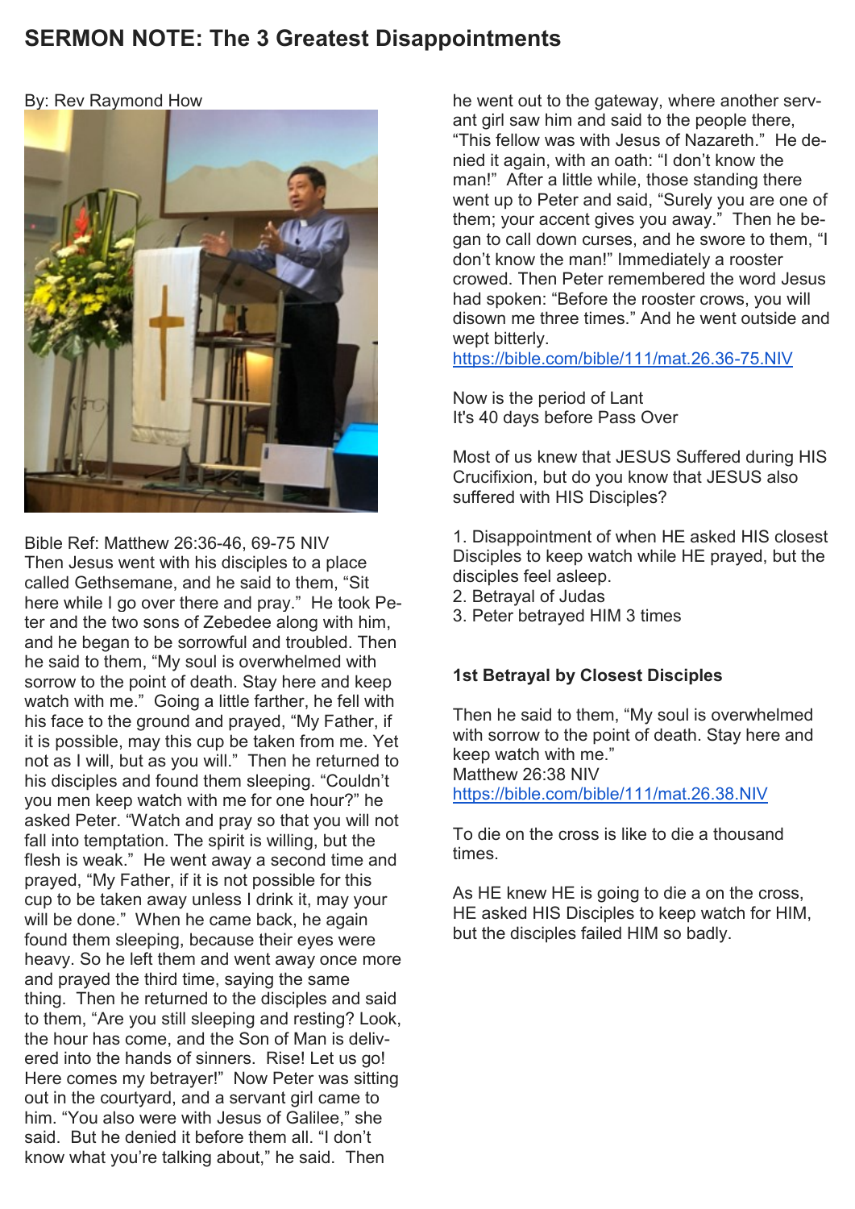# SERMON NOTE: The 3 Greatest Disappointments

By: Rev Raymond How

Bible Ref: Matthew 26:36-46, 69-75 NIV

Then Jesus went with his disciples to a place called Gethsemane, and he said to them, "Sit here while I go over there and pray." He took Peter and the two sons of Zebedee along with him, and he began to be sorrowful and troubled. Then he said to them, "My soul is overwhelmed with sorrow to the point of death. Stay here and keep watch with me." Going a little farther, he fell with his face to the ground and prayed, "My Father, if it is possible, may this cup be taken from me. Yet not as I will, but as you will." Then he returned to his disciples and found them sleeping. "Couldn't you men keep watch with me for one hour?" he asked Peter. "Watch and pray so that you will not fall into temptation. The spirit is willing, but the flesh is weak." He went away a second time and prayed, "My Father, if it is not possible for this cup to be taken away unless I drink it, may your will be done." When he came back, he again found them sleeping, because their eyes were heavy. So he left them and went away once more and prayed the third time, saying the same thing. Then he returned to the disciples and said to them, "Are you still sleeping and resting? Look, the hour has come, and the Son of Man is delivered into the hands of sinners. Rise! Let us go! Here comes my betrayer!" Now Peter was sitting out in the courtyard, and a servant girl came to him. "You also were with Jesus of Galilee," she said. But he denied it before them all. "I don't know what you're talking about," he said. Then he went out to the gateway, where another servant girl saw him and said to the people there, "This fellow was with Jesus of Nazareth." He denied it again, with an oath: "I don't know the man!" After a little while, those standing there went up to Peter and said, "Surely you are one of them; your accent gives you away." Then he began to call down curses, and he swore to them, "I don't know the man!" Immediately a rooster crowed. Then Peter remembered the word Jesus had spoken: "Before the rooster crows, you will disown me three times." And he went outside and wept bitterly.

https://bible.com/bible/111/mat.26.36-75.NIV

Now is the period of Lant
It's 40 days before Pass Over

Most of us knew that JESUS Suffered during HIS Crucifixion, but do you know that JESUS also suffered with HIS Disciples?

1. Disappointment of when HE asked HIS closest Disciples to keep watch while HE prayed, but the disciples feel asleep.
2. Betrayal of Judas
3. Peter betrayed HIM 3 times

### 1st Betrayal by Closest Disciples

Then he said to them, "My soul is overwhelmed with sorrow to the point of death. Stay here and keep watch with me."
Matthew 26:38 NIV
https://bible.com/bible/111/mat.26.38.NIV

To die on the cross is like to die a thousand times.

As HE knew HE is going to die a on the cross, HE asked HIS Disciples to keep watch for HIM, but the disciples failed HIM so badly.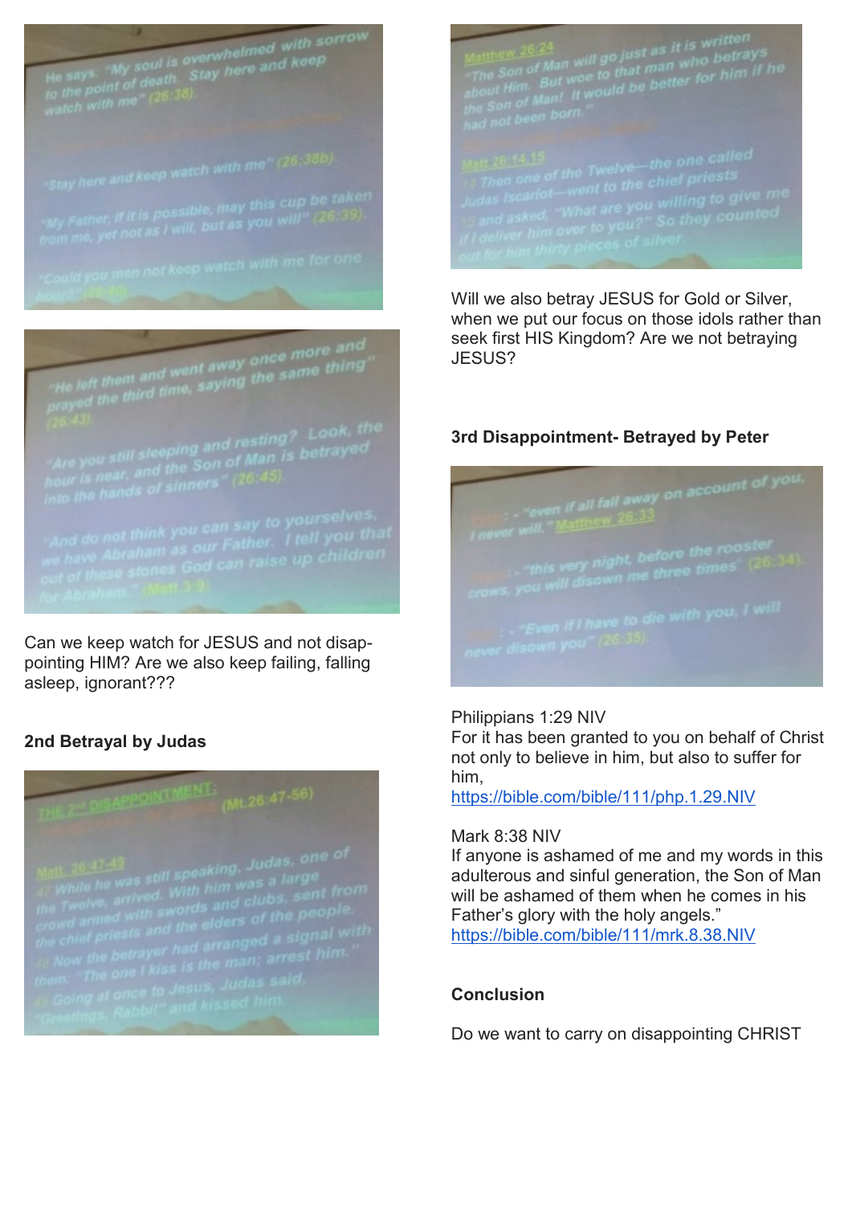He says: "My soul is overwhelmed with sorrow to the point of death. Stay here and keep watch with me" (26:38).

"Stay here and keep watch with me" (26:38b).

"My Father, if it is possible, may this cup be taken from me, yet not as I will, but as you will" (26:39).

"Could you men not keep watch with me for one hour?" (26:40).

"He left them and went away once more and prayed the third time, saying the same thing" (26:43).

"Are you still sleeping and resting? Look, the hour is near, and the Son of Man is betrayed into the hands of sinners" (26:45).

"And do not think you can say to yourselves, we have Abraham as our Father. I tell you that out of these stones God can raise up children for Abraham." (Matt 3:9)

Can we keep watch for JESUS and not disappointing HIM? Are we also keep failing, falling asleep, ignorant???

**2nd Betrayal by Judas**

THE 2nd DISAPPOINTMENT: THE BETRAYAL OF JUDAS (Mt.26:47-56)

Matt. 26:47-49
47 While he was still speaking, Judas, one of the Twelve, arrived. With him was a large crowd armed with swords and clubs, sent from the chief priests and the elders of the people.
48 Now the betrayer had arranged a signal with them: "The one I kiss is the man; arrest him."
49 Going at once to Jesus, Judas said, "Greetings, Rabbi!" and kissed him.

Matthew 26:24
"The Son of Man will go just as it is written about Him. But woe to that man who betrays the Son of Man! It would be better for him if he had not been born."

Matt 26:14,15
14 Then one of the Twelve—the one called Judas Iscariot—went to the chief priests
15 and asked, "What are you willing to give me if I deliver him over to you?" So they counted out for him thirty pieces of silver.

Will we also betray JESUS for Gold or Silver, when we put our focus on those idols rather than seek first HIS Kingdom? Are we not betraying JESUS?

**3rd Disappointment- Betrayed by Peter**

Peter: - "even if all fall away on account of you, I never will." Matthew 26:33

Jesus: - "this very night, before the rooster crows, you will disown me three times" (26:34).

Peter: - "Even if I have to die with you, I will never disown you" (26:35).

Philippians 1:29 NIV
For it has been granted to you on behalf of Christ not only to believe in him, but also to suffer for him,
https://bible.com/bible/111/php.1.29.NIV

Mark 8:38 NIV
If anyone is ashamed of me and my words in this adulterous and sinful generation, the Son of Man will be ashamed of them when he comes in his Father's glory with the holy angels."
https://bible.com/bible/111/mrk.8.38.NIV

**Conclusion**

Do we want to carry on disappointing CHRIST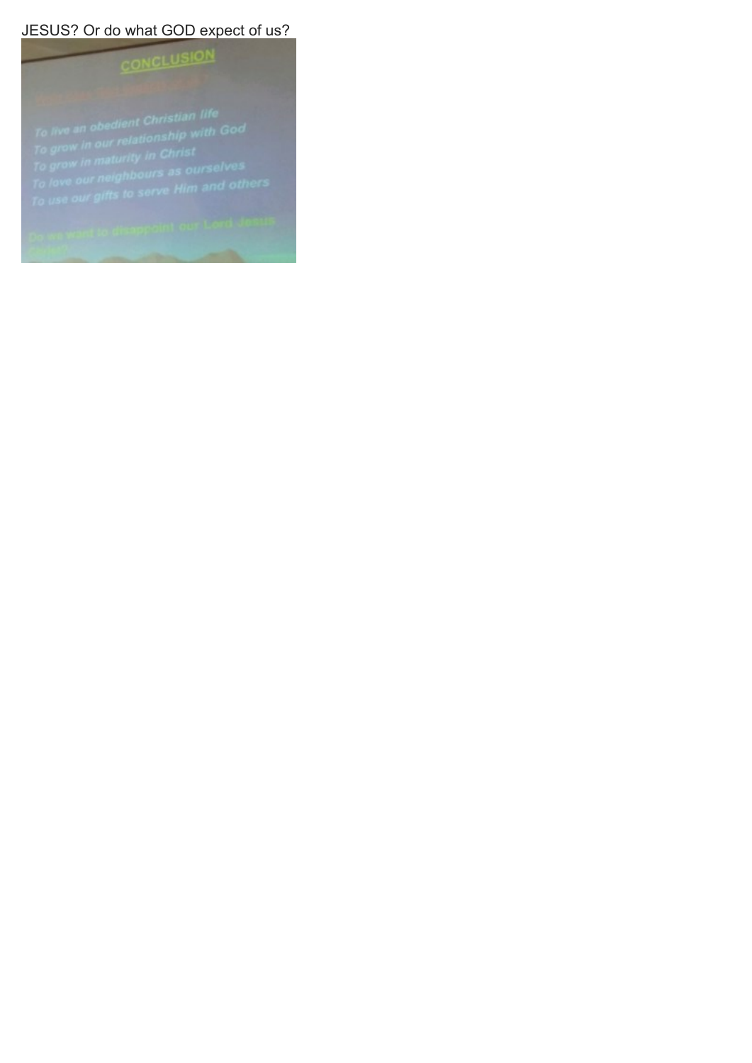JESUS? Or do what GOD expect of us?

## CONCLUSION

*To live an obedient Christian life*
*To grow in our relationship with God*
*To grow in maturity in Christ*
*To love our neighbours as ourselves*
*To use our gifts to serve Him and others*

Do we want to disappoint our Lord Jesus Christ?